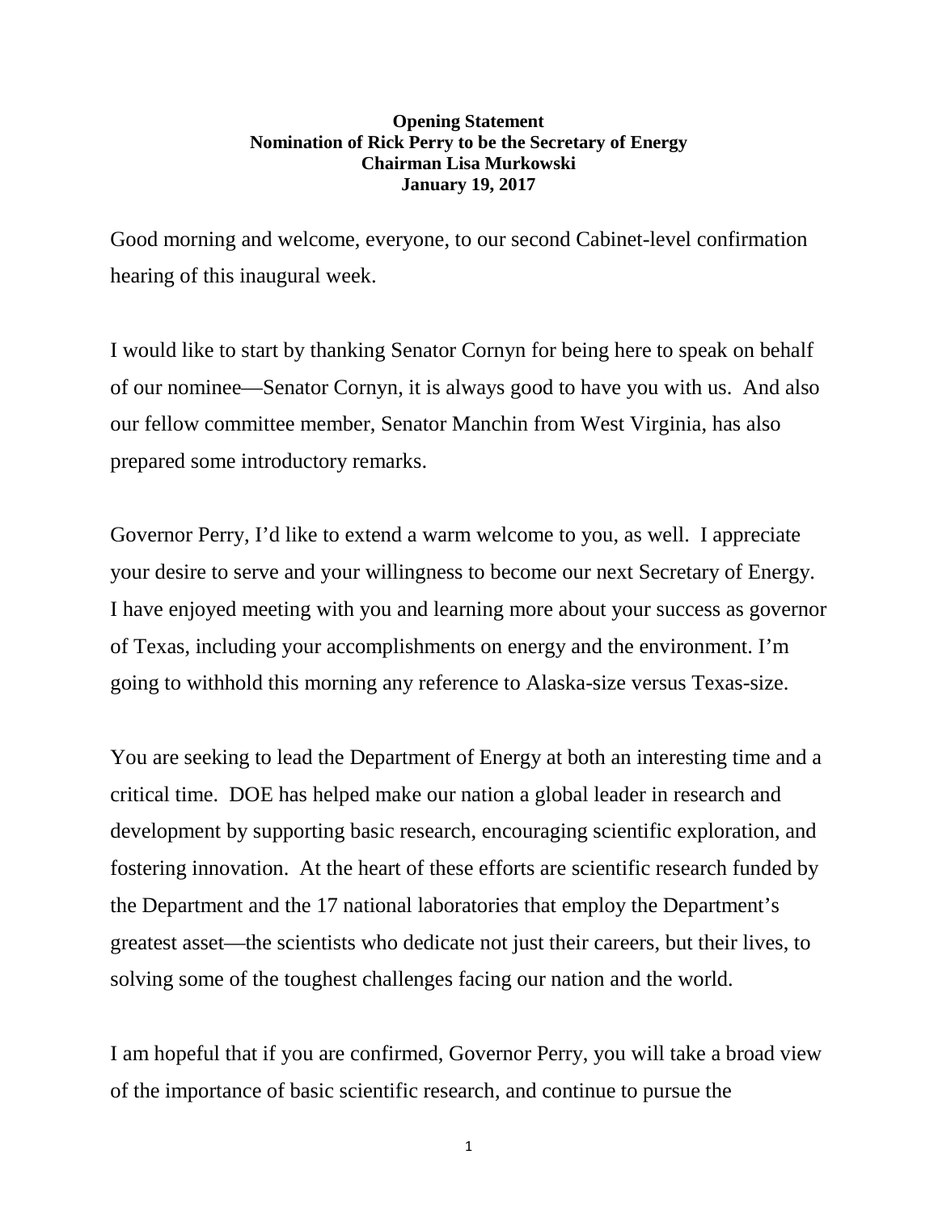**Opening Statement**
**Nomination of Rick Perry to be the Secretary of Energy**
**Chairman Lisa Murkowski**
**January 19, 2017**

Good morning and welcome, everyone, to our second Cabinet-level confirmation hearing of this inaugural week.

I would like to start by thanking Senator Cornyn for being here to speak on behalf of our nominee—Senator Cornyn, it is always good to have you with us. And also our fellow committee member, Senator Manchin from West Virginia, has also prepared some introductory remarks.

Governor Perry, I'd like to extend a warm welcome to you, as well. I appreciate your desire to serve and your willingness to become our next Secretary of Energy. I have enjoyed meeting with you and learning more about your success as governor of Texas, including your accomplishments on energy and the environment. I'm going to withhold this morning any reference to Alaska-size versus Texas-size.

You are seeking to lead the Department of Energy at both an interesting time and a critical time. DOE has helped make our nation a global leader in research and development by supporting basic research, encouraging scientific exploration, and fostering innovation. At the heart of these efforts are scientific research funded by the Department and the 17 national laboratories that employ the Department's greatest asset—the scientists who dedicate not just their careers, but their lives, to solving some of the toughest challenges facing our nation and the world.

I am hopeful that if you are confirmed, Governor Perry, you will take a broad view of the importance of basic scientific research, and continue to pursue the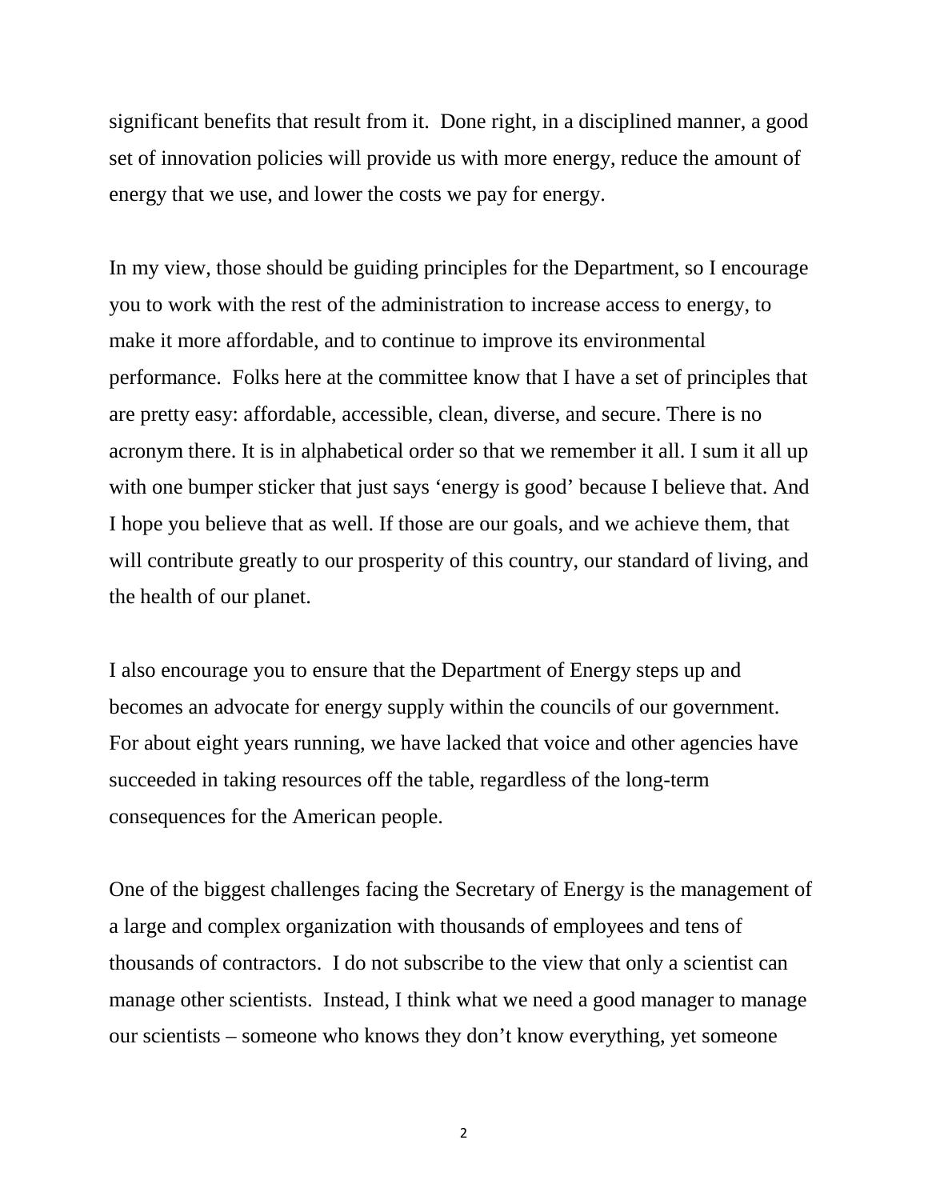significant benefits that result from it. Done right, in a disciplined manner, a good set of innovation policies will provide us with more energy, reduce the amount of energy that we use, and lower the costs we pay for energy.

In my view, those should be guiding principles for the Department, so I encourage you to work with the rest of the administration to increase access to energy, to make it more affordable, and to continue to improve its environmental performance. Folks here at the committee know that I have a set of principles that are pretty easy: affordable, accessible, clean, diverse, and secure. There is no acronym there. It is in alphabetical order so that we remember it all. I sum it all up with one bumper sticker that just says 'energy is good' because I believe that. And I hope you believe that as well. If those are our goals, and we achieve them, that will contribute greatly to our prosperity of this country, our standard of living, and the health of our planet.

I also encourage you to ensure that the Department of Energy steps up and becomes an advocate for energy supply within the councils of our government. For about eight years running, we have lacked that voice and other agencies have succeeded in taking resources off the table, regardless of the long-term consequences for the American people.

One of the biggest challenges facing the Secretary of Energy is the management of a large and complex organization with thousands of employees and tens of thousands of contractors. I do not subscribe to the view that only a scientist can manage other scientists. Instead, I think what we need a good manager to manage our scientists – someone who knows they don't know everything, yet someone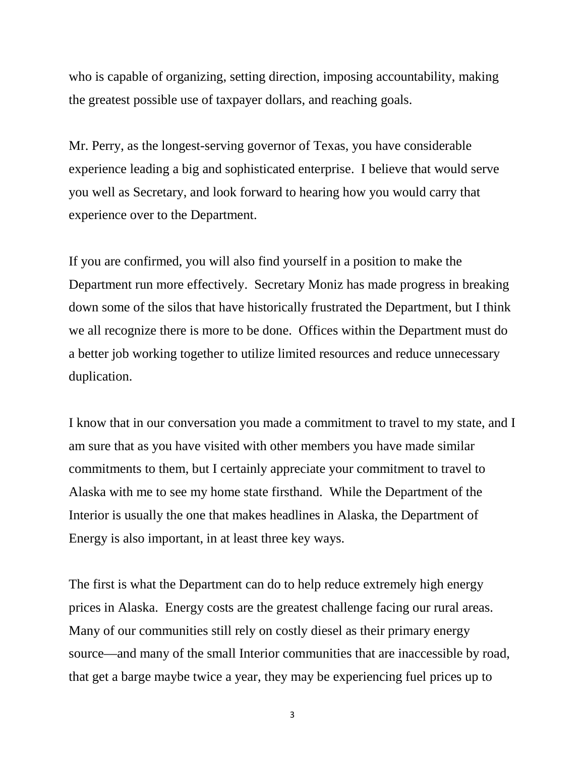who is capable of organizing, setting direction, imposing accountability, making the greatest possible use of taxpayer dollars, and reaching goals.

Mr. Perry, as the longest-serving governor of Texas, you have considerable experience leading a big and sophisticated enterprise. I believe that would serve you well as Secretary, and look forward to hearing how you would carry that experience over to the Department.

If you are confirmed, you will also find yourself in a position to make the Department run more effectively. Secretary Moniz has made progress in breaking down some of the silos that have historically frustrated the Department, but I think we all recognize there is more to be done. Offices within the Department must do a better job working together to utilize limited resources and reduce unnecessary duplication.

I know that in our conversation you made a commitment to travel to my state, and I am sure that as you have visited with other members you have made similar commitments to them, but I certainly appreciate your commitment to travel to Alaska with me to see my home state firsthand. While the Department of the Interior is usually the one that makes headlines in Alaska, the Department of Energy is also important, in at least three key ways.

The first is what the Department can do to help reduce extremely high energy prices in Alaska. Energy costs are the greatest challenge facing our rural areas. Many of our communities still rely on costly diesel as their primary energy source—and many of the small Interior communities that are inaccessible by road, that get a barge maybe twice a year, they may be experiencing fuel prices up to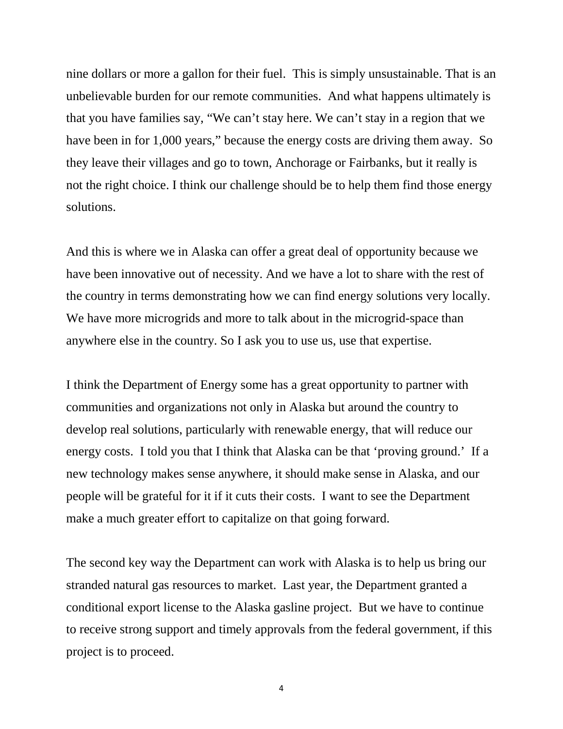nine dollars or more a gallon for their fuel. This is simply unsustainable. That is an unbelievable burden for our remote communities. And what happens ultimately is that you have families say, "We can't stay here. We can't stay in a region that we have been in for 1,000 years," because the energy costs are driving them away. So they leave their villages and go to town, Anchorage or Fairbanks, but it really is not the right choice. I think our challenge should be to help them find those energy solutions.

And this is where we in Alaska can offer a great deal of opportunity because we have been innovative out of necessity. And we have a lot to share with the rest of the country in terms demonstrating how we can find energy solutions very locally. We have more microgrids and more to talk about in the microgrid-space than anywhere else in the country. So I ask you to use us, use that expertise.

I think the Department of Energy some has a great opportunity to partner with communities and organizations not only in Alaska but around the country to develop real solutions, particularly with renewable energy, that will reduce our energy costs. I told you that I think that Alaska can be that 'proving ground.' If a new technology makes sense anywhere, it should make sense in Alaska, and our people will be grateful for it if it cuts their costs. I want to see the Department make a much greater effort to capitalize on that going forward.

The second key way the Department can work with Alaska is to help us bring our stranded natural gas resources to market. Last year, the Department granted a conditional export license to the Alaska gasline project. But we have to continue to receive strong support and timely approvals from the federal government, if this project is to proceed.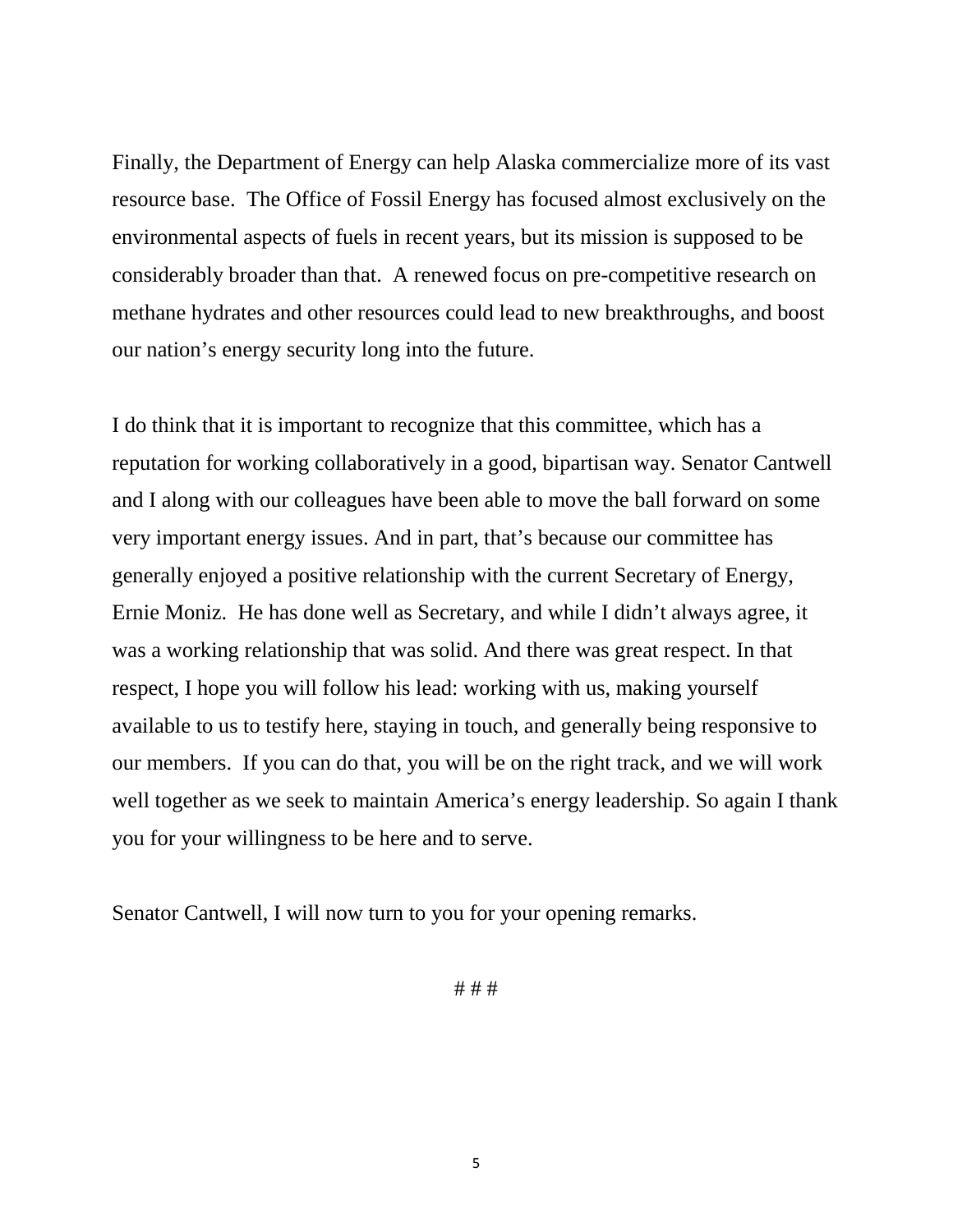Finally, the Department of Energy can help Alaska commercialize more of its vast resource base. The Office of Fossil Energy has focused almost exclusively on the environmental aspects of fuels in recent years, but its mission is supposed to be considerably broader than that. A renewed focus on pre-competitive research on methane hydrates and other resources could lead to new breakthroughs, and boost our nation's energy security long into the future.

I do think that it is important to recognize that this committee, which has a reputation for working collaboratively in a good, bipartisan way. Senator Cantwell and I along with our colleagues have been able to move the ball forward on some very important energy issues. And in part, that's because our committee has generally enjoyed a positive relationship with the current Secretary of Energy, Ernie Moniz. He has done well as Secretary, and while I didn't always agree, it was a working relationship that was solid. And there was great respect. In that respect, I hope you will follow his lead: working with us, making yourself available to us to testify here, staying in touch, and generally being responsive to our members. If you can do that, you will be on the right track, and we will work well together as we seek to maintain America's energy leadership. So again I thank you for your willingness to be here and to serve.

Senator Cantwell, I will now turn to you for your opening remarks.

# # #